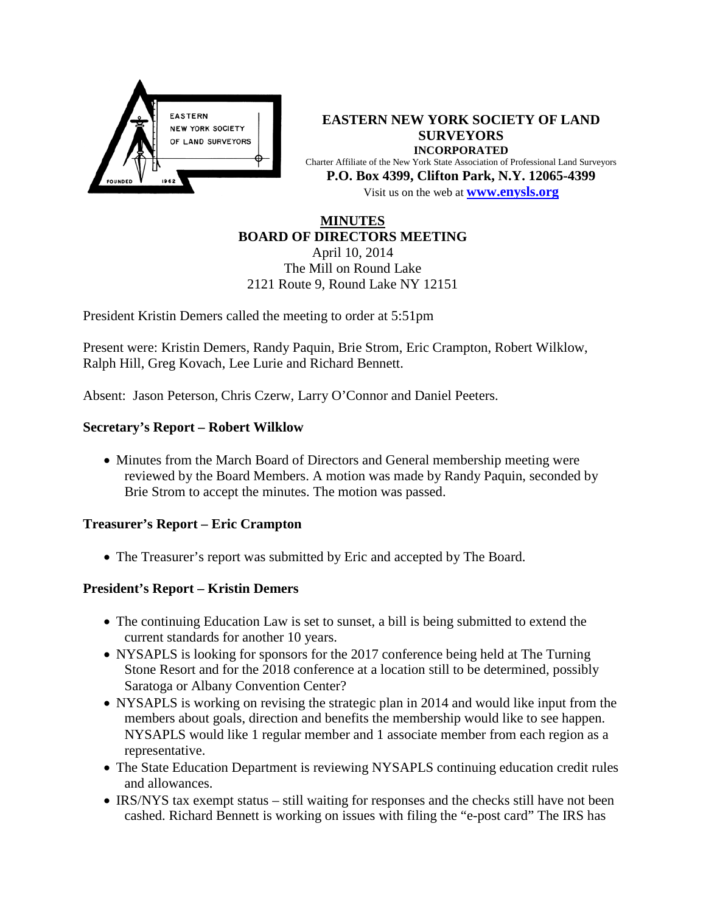**EASTERN NEW YORK SOCIETY OF LAND SURVEYORS**
**INCORPORATED**
Charter Affiliate of the New York State Association of Professional Land Surveyors
**P.O. Box 4399, Clifton Park, N.Y. 12065-4399**
Visit us on the web at **www.enysls.org**

# MINUTES
## BOARD OF DIRECTORS MEETING

April 10, 2014
The Mill on Round Lake
2121 Route 9, Round Lake NY 12151

President Kristin Demers called the meeting to order at 5:51pm

Present were: Kristin Demers, Randy Paquin, Brie Strom, Eric Crampton, Robert Wilklow, Ralph Hill, Greg Kovach, Lee Lurie and Richard Bennett.

Absent: Jason Peterson, Chris Czerw, Larry O'Connor and Daniel Peeters.

### Secretary's Report – Robert Wilklow

- Minutes from the March Board of Directors and General membership meeting were reviewed by the Board Members. A motion was made by Randy Paquin, seconded by Brie Strom to accept the minutes. The motion was passed.

### Treasurer's Report – Eric Crampton

- The Treasurer's report was submitted by Eric and accepted by The Board.

### President's Report – Kristin Demers

- The continuing Education Law is set to sunset, a bill is being submitted to extend the current standards for another 10 years.
- NYSAPLS is looking for sponsors for the 2017 conference being held at The Turning Stone Resort and for the 2018 conference at a location still to be determined, possibly Saratoga or Albany Convention Center?
- NYSAPLS is working on revising the strategic plan in 2014 and would like input from the members about goals, direction and benefits the membership would like to see happen. NYSAPLS would like 1 regular member and 1 associate member from each region as a representative.
- The State Education Department is reviewing NYSAPLS continuing education credit rules and allowances.
- IRS/NYS tax exempt status – still waiting for responses and the checks still have not been cashed. Richard Bennett is working on issues with filing the "e-post card" The IRS has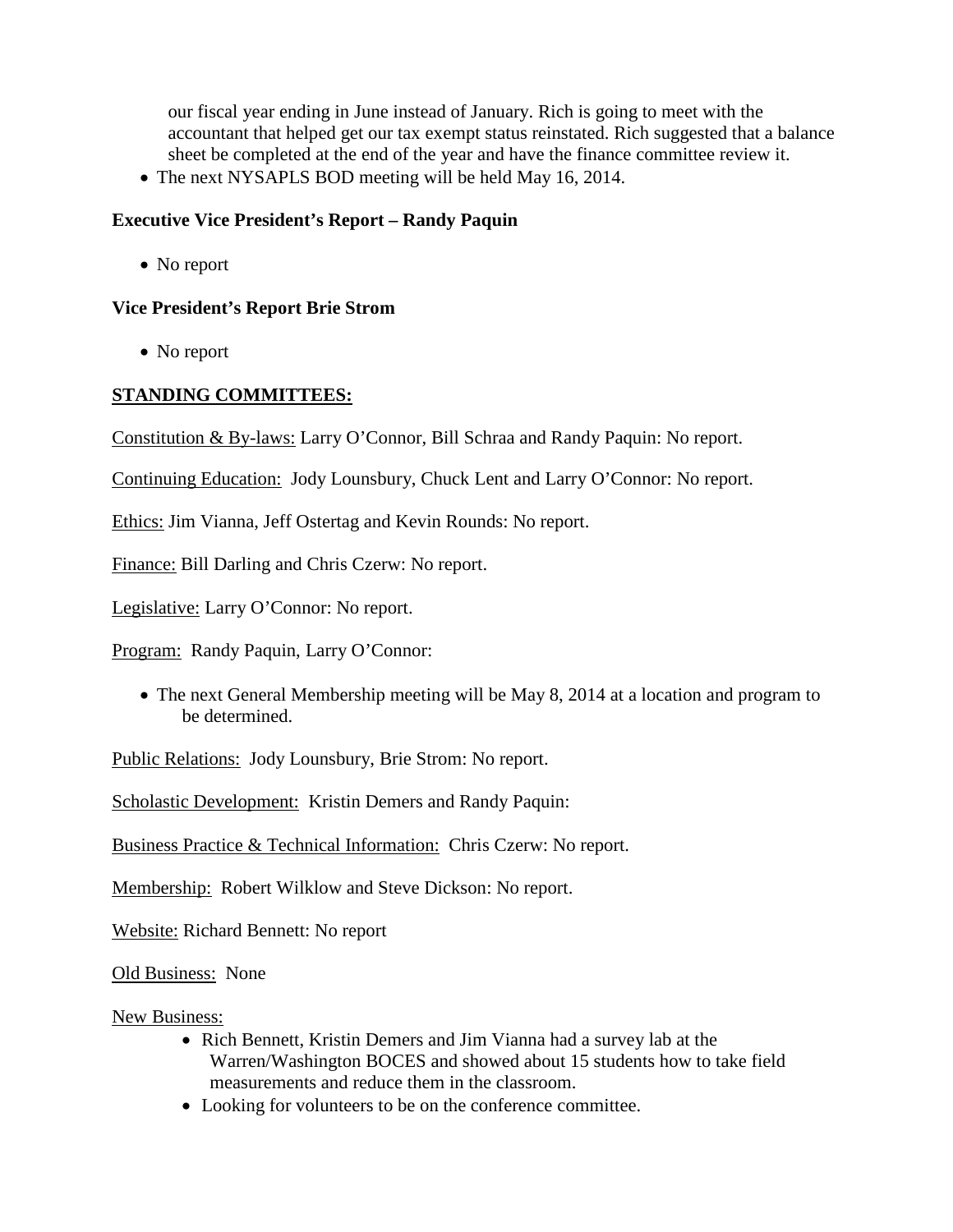our fiscal year ending in June instead of January. Rich is going to meet with the accountant that helped get our tax exempt status reinstated. Rich suggested that a balance sheet be completed at the end of the year and have the finance committee review it.

- The next NYSAPLS BOD meeting will be held May 16, 2014.

**Executive Vice President's Report – Randy Paquin**

- No report

**Vice President's Report Brie Strom**

- No report

**STANDING COMMITTEES:**

Constitution & By-laws: Larry O'Connor, Bill Schraa and Randy Paquin: No report.

Continuing Education: Jody Lounsbury, Chuck Lent and Larry O'Connor: No report.

Ethics: Jim Vianna, Jeff Ostertag and Kevin Rounds: No report.

Finance: Bill Darling and Chris Czerw: No report.

Legislative: Larry O'Connor: No report.

Program: Randy Paquin, Larry O'Connor:

- The next General Membership meeting will be May 8, 2014 at a location and program to be determined.

Public Relations: Jody Lounsbury, Brie Strom: No report.

Scholastic Development: Kristin Demers and Randy Paquin:

Business Practice & Technical Information: Chris Czerw: No report.

Membership: Robert Wilklow and Steve Dickson: No report.

Website: Richard Bennett: No report

Old Business: None

New Business:

- Rich Bennett, Kristin Demers and Jim Vianna had a survey lab at the Warren/Washington BOCES and showed about 15 students how to take field measurements and reduce them in the classroom.
- Looking for volunteers to be on the conference committee.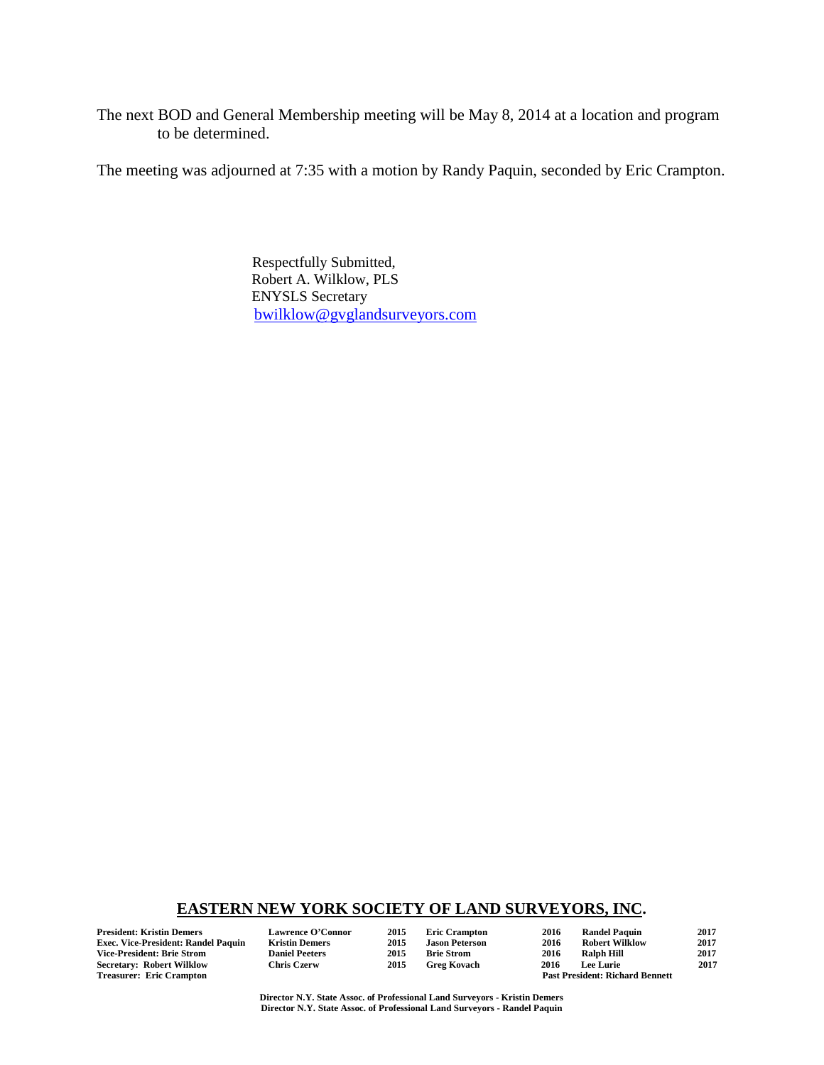The next BOD and General Membership meeting will be May 8, 2014 at a location and program to be determined.

The meeting was adjourned at 7:35 with a motion by Randy Paquin, seconded by Eric Crampton.

Respectfully Submitted,
Robert A. Wilklow, PLS
ENYSLS Secretary
bwilklow@gvglandsurveyors.com

## EASTERN NEW YORK SOCIETY OF LAND SURVEYORS, INC.

| | | | | | | |
|---|---|---|---|---|---|---|
| **President: Kristin Demers** | **Lawrence O'Connor** | **2015** | **Eric Crampton** | **2016** | **Randel Paquin** | **2017** |
| **Exec. Vice-President: Randel Paquin** | **Kristin Demers** | **2015** | **Jason Peterson** | **2016** | **Robert Wilklow** | **2017** |
| **Vice-President: Brie Strom** | **Daniel Peeters** | **2015** | **Brie Strom** | **2016** | **Ralph Hill** | **2017** |
| **Secretary: Robert Wilklow** | **Chris Czerw** | **2015** | **Greg Kovach** | **2016** | **Lee Lurie** | **2017** |
| **Treasurer: Eric Crampton** | | | | **Past President: Richard Bennett** | | |

**Director N.Y. State Assoc. of Professional Land Surveyors - Kristin Demers**
**Director N.Y. State Assoc. of Professional Land Surveyors - Randel Paquin**